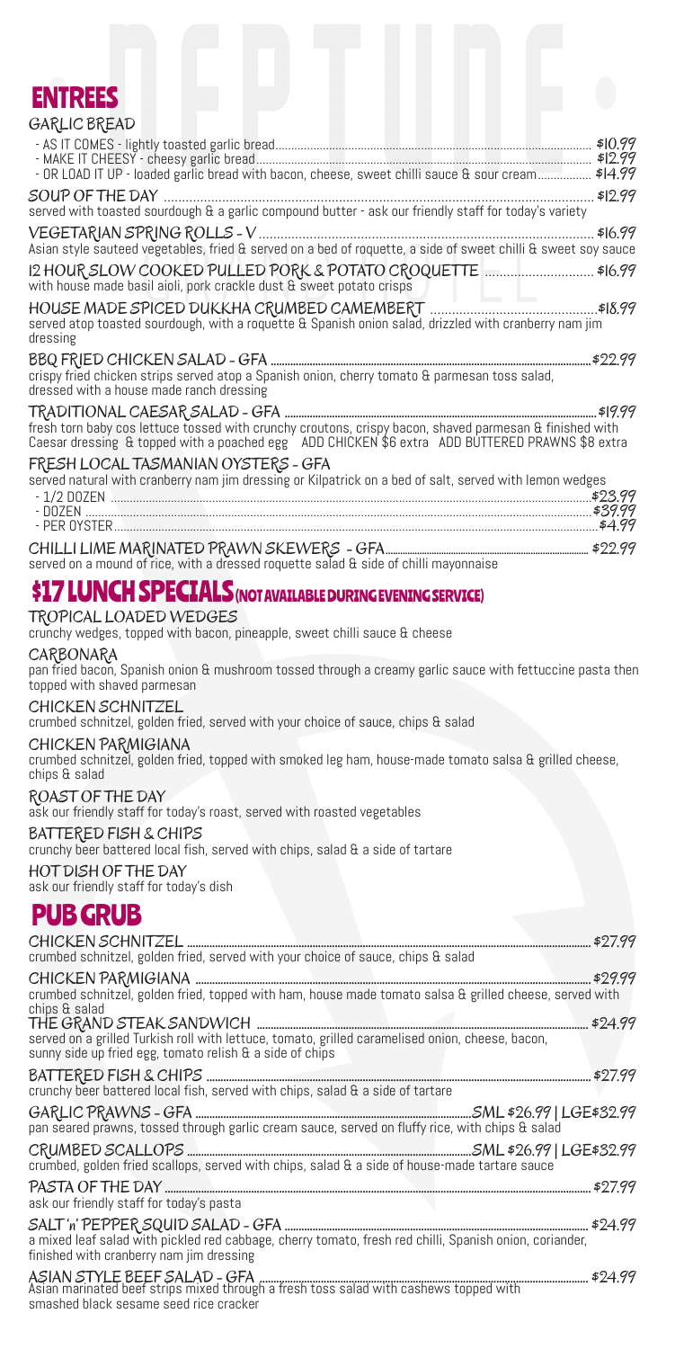## ENTREES

### GARLIC BREAD

- AS IT COMES - lightly toasted garlic bread ............ $10.99
- MAKE IT CHEESY - cheesy garlic bread ............ $12.99
- OR LOAD IT UP - loaded garlic bread with bacon, cheese, sweet chilli sauce & sour cream ............ $14.99

### SOUP OF THE DAY ............ $12.99
served with toasted sourdough & a garlic compound butter - ask our friendly staff for today's variety

### VEGETARIAN SPRING ROLLS - V ............ $16.99
Asian style sauteed vegetables, fried & served on a bed of roquette, a side of sweet chilli & sweet soy sauce

### 12 HOUR SLOW COOKED PULLED PORK & POTATO CROQUETTE ............ $16.99
with house made basil aioli, pork crackle dust & sweet potato crisps

### HOUSE MADE SPICED DUKKHA CRUMBED CAMEMBERT ............ $18.99
served atop toasted sourdough, with a roquette & Spanish onion salad, drizzled with cranberry nam jim dressing

### BBQ FRIED CHICKEN SALAD - GFA ............ $22.99
crispy fried chicken strips served atop a Spanish onion, cherry tomato & parmesan toss salad, dressed with a house made ranch dressing

### TRADITIONAL CAESAR SALAD - GFA ............ $19.99
fresh torn baby cos lettuce tossed with crunchy croutons, crispy bacon, shaved parmesan & finished with Caesar dressing & topped with a poached egg ADD CHICKEN $6 extra ADD BUTTERED PRAWNS $8 extra

### FRESH LOCAL TASMANIAN OYSTERS - GFA
served natural with cranberry nam jim dressing or Kilpatrick on a bed of salt, served with lemon wedges

- 1/2 DOZEN ............ $23.99
- DOZEN ............ $39.99
- PER OYSTER ............ $4.99

### CHILLI LIME MARINATED PRAWN SKEWERS - GFA ............ $22.99
served on a mound of rice, with a dressed roquette salad & side of chilli mayonnaise

## $17 LUNCH SPECIALS (NOT AVAILABLE DURING EVENING SERVICE)

### TROPICAL LOADED WEDGES
crunchy wedges, topped with bacon, pineapple, sweet chilli sauce & cheese

### CARBONARA
pan fried bacon, Spanish onion & mushroom tossed through a creamy garlic sauce with fettuccine pasta then topped with shaved parmesan

### CHICKEN SCHNITZEL
crumbed schnitzel, golden fried, served with your choice of sauce, chips & salad

### CHICKEN PARMIGIANA
crumbed schnitzel, golden fried, topped with smoked leg ham, house-made tomato salsa & grilled cheese, chips & salad

### ROAST OF THE DAY
ask our friendly staff for today's roast, served with roasted vegetables

### BATTERED FISH & CHIPS
crunchy beer battered local fish, served with chips, salad & a side of tartare

### HOT DISH OF THE DAY
ask our friendly staff for today's dish

## PUB GRUB

### CHICKEN SCHNITZEL ............ $27.99
crumbed schnitzel, golden fried, served with your choice of sauce, chips & salad

### CHICKEN PARMIGIANA ............ $29.99
crumbed schnitzel, golden fried, topped with ham, house made tomato salsa & grilled cheese, served with chips & salad

### THE GRAND STEAK SANDWICH ............ $24.99
served on a grilled Turkish roll with lettuce, tomato, grilled caramelised onion, cheese, bacon, sunny side up fried egg, tomato relish & a side of chips

### BATTERED FISH & CHIPS ............ $27.99
crunchy beer battered local fish, served with chips, salad & a side of tartare

### GARLIC PRAWNS - GFA ............ SML $26.99 | LGE $32.99
pan seared prawns, tossed through garlic cream sauce, served on fluffy rice, with chips & salad

### CRUMBED SCALLOPS ............ SML $26.99 | LGE $32.99
crumbed, golden fried scallops, served with chips, salad & a side of house-made tartare sauce

### PASTA OF THE DAY ............ $27.99
ask our friendly staff for today's pasta

### SALT 'n' PEPPER SQUID SALAD - GFA ............ $24.99
a mixed leaf salad with pickled red cabbage, cherry tomato, fresh red chilli, Spanish onion, coriander, finished with cranberry nam jim dressing

### ASIAN STYLE BEEF SALAD - GFA ............ $24.99
Asian marinated beef strips mixed through a fresh toss salad with cashews topped with smashed black sesame seed rice cracker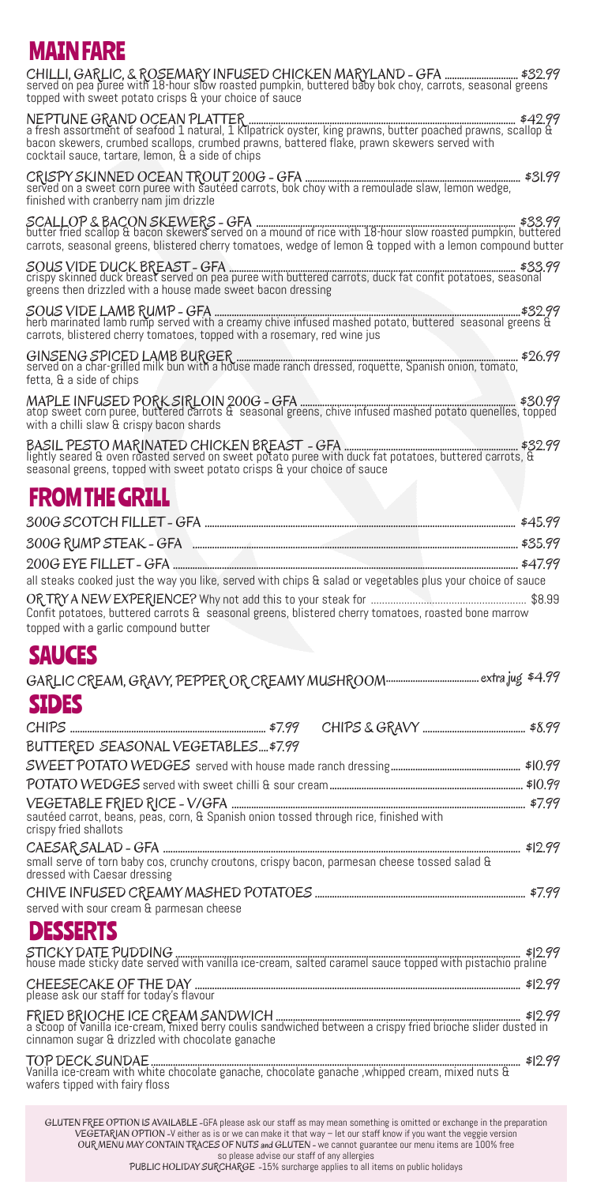# MAIN FARE

**CHILLI, GARLIC, & ROSEMARY INFUSED CHICKEN MARYLAND - GFA** ............ $32.99
served on pea puree with 18-hour slow roasted pumpkin, buttered baby bok choy, carrots, seasonal greens topped with sweet potato crisps & your choice of sauce

**NEPTUNE GRAND OCEAN PLATTER** ............ $42.99
a fresh assortment of seafood 1 natural, 1 Kilpatrick oyster, king prawns, butter poached prawns, scallop & bacon skewers, crumbed scallops, crumbed prawns, battered flake, prawn skewers served with cocktail sauce, tartare, lemon, & a side of chips

**CRISPY SKINNED OCEAN TROUT 200G - GFA** ............ $31.99
served on a sweet corn puree with sautéed carrots, bok choy with a remoulade slaw, lemon wedge, finished with cranberry nam jim drizzle

**SCALLOP & BACON SKEWERS - GFA** ............ $33.99
butter fried scallop & bacon skewers served on a mound of rice with 18-hour slow roasted pumpkin, buttered carrots, seasonal greens, blistered cherry tomatoes, wedge of lemon & topped with a lemon compound butter

**SOUS VIDE DUCK BREAST - GFA** ............ $33.99
crispy skinned duck breast served on pea puree with buttered carrots, duck fat confit potatoes, seasonal greens then drizzled with a house made sweet bacon dressing

**SOUS VIDE LAMB RUMP - GFA** ............ $32.99
herb marinated lamb rump served with a creamy chive infused mashed potato, buttered seasonal greens & carrots, blistered cherry tomatoes, topped with a rosemary, red wine jus

**GINSENG SPICED LAMB BURGER** ............ $26.99
served on a char-grilled milk bun with a house made ranch dressed, roquette, Spanish onion, tomato, fetta, & a side of chips

**MAPLE INFUSED PORK SIRLOIN 200G - GFA** ............ $30.99
atop sweet corn puree, buttered carrots & seasonal greens, chive infused mashed potato quenelles, topped with a chilli slaw & crispy bacon shards

**BASIL PESTO MARINATED CHICKEN BREAST - GFA** ............ $32.99
lightly seared & oven roasted served on sweet potato puree with duck fat potatoes, buttered carrots, & seasonal greens, topped with sweet potato crisps & your choice of sauce

# FROM THE GRILL

300G SCOTCH FILLET - GFA ............ $45.99

300G RUMP STEAK - GFA ............ $35.99

200G EYE FILLET - GFA ............ $47.99

all steaks cooked just the way you like, served with chips & salad or vegetables plus your choice of sauce

**OR TRY A NEW EXPERIENCE?** Why not add this to your steak for ............ $8.99
Confit potatoes, buttered carrots & seasonal greens, blistered cherry tomatoes, roasted bone marrow topped with a garlic compound butter

# SAUCES

GARLIC CREAM, GRAVY, PEPPER OR CREAMY MUSHROOM ............ extra jug $4.99

# SIDES

CHIPS ............ $7.99

CHIPS & GRAVY ............ $8.99

BUTTERED SEASONAL VEGETABLES.... $7.99

SWEET POTATO WEDGES served with house made ranch dressing ............ $10.99

POTATO WEDGES served with sweet chilli & sour cream ............ $10.99

**VEGETABLE FRIED RICE - V/GFA** ............ $7.99
sautéed carrot, beans, peas, corn, & Spanish onion tossed through rice, finished with crispy fried shallots

**CAESAR SALAD - GFA** ............ $12.99
small serve of torn baby cos, crunchy croutons, crispy bacon, parmesan cheese tossed salad & dressed with Caesar dressing

**CHIVE INFUSED CREAMY MASHED POTATOES** ............ $7.99
served with sour cream & parmesan cheese

# DESSERTS

**STICKY DATE PUDDING** ............ $12.99
house made sticky date served with vanilla ice-cream, salted caramel sauce topped with pistachio praline

**CHEESECAKE OF THE DAY** ............ $12.99
please ask our staff for today's flavour

**FRIED BRIOCHE ICE CREAM SANDWICH** ............ $12.99
a scoop of vanilla ice-cream, mixed berry coulis sandwiched between a crispy fried brioche slider dusted in cinnamon sugar & drizzled with chocolate ganache

**TOP DECK SUNDAE** ............ $12.99
Vanilla ice-cream with white chocolate ganache, chocolate ganache ,whipped cream, mixed nuts & wafers tipped with fairy floss

GLUTEN FREE OPTION IS AVAILABLE -GFA please ask our staff as may mean something is omitted or exchange in the preparation
VEGETARIAN OPTION -V either as is or we can make it that way – let our staff know if you want the veggie version
OUR MENU MAY CONTAIN TRACES OF NUTS and GLUTEN - we cannot guarantee our menu items are 100% free so please advise our staff of any allergies
PUBLIC HOLIDAY SURCHARGE -15% surcharge applies to all items on public holidays